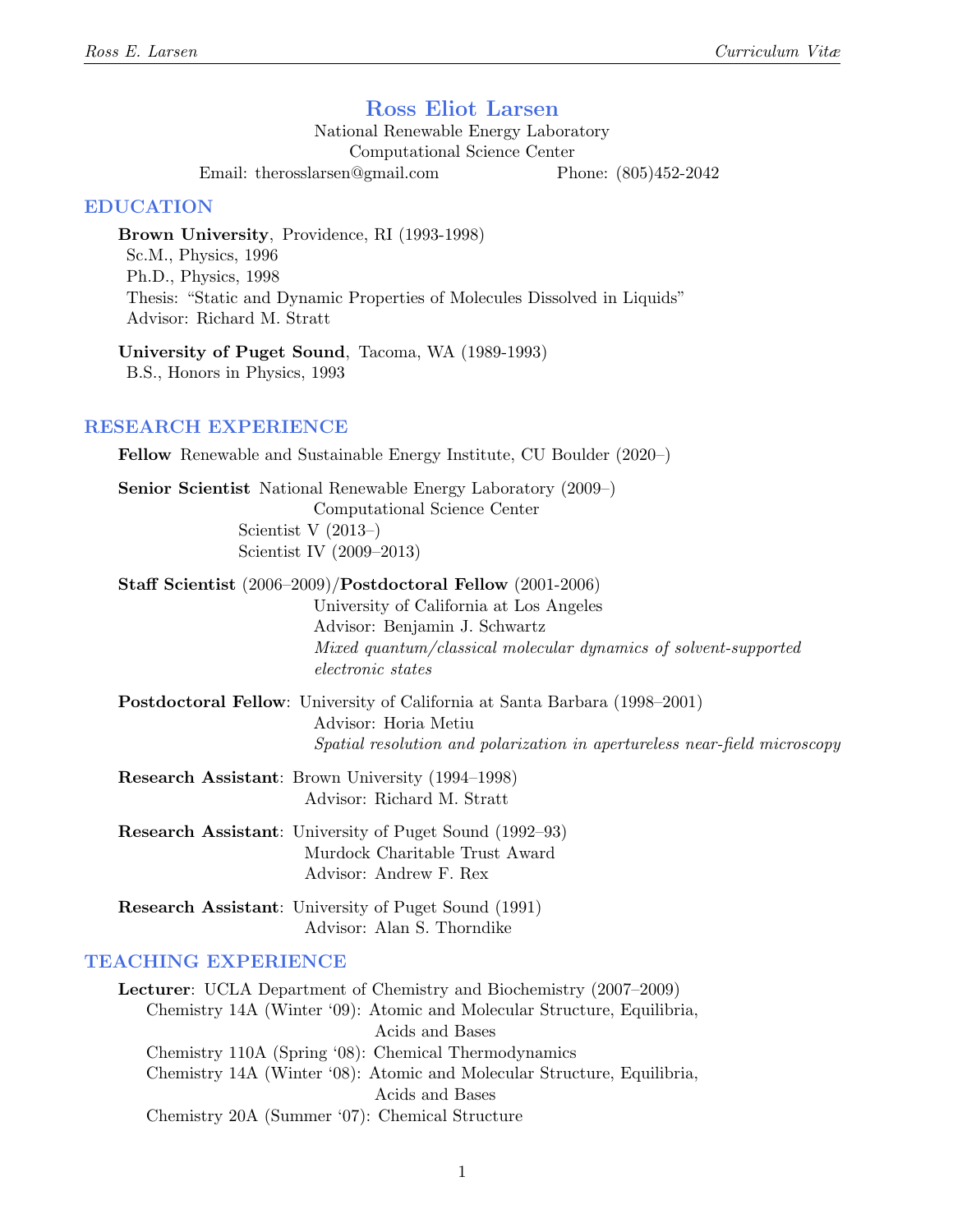# Ross Eliot Larsen

National Renewable Energy Laboratory
Computational Science Center
Email: therosslarsen@gmail.com Phone: (805)452-2042

## EDUCATION

**Brown University**, Providence, RI (1993-1998)
Sc.M., Physics, 1996
Ph.D., Physics, 1998
Thesis: "Static and Dynamic Properties of Molecules Dissolved in Liquids"
Advisor: Richard M. Stratt

**University of Puget Sound**, Tacoma, WA (1989-1993)
B.S., Honors in Physics, 1993

## RESEARCH EXPERIENCE

**Fellow** Renewable and Sustainable Energy Institute, CU Boulder (2020–)

**Senior Scientist** National Renewable Energy Laboratory (2009–)
Computational Science Center
Scientist V (2013–)
Scientist IV (2009–2013)

**Staff Scientist** (2006–2009)/**Postdoctoral Fellow** (2001-2006)
University of California at Los Angeles
Advisor: Benjamin J. Schwartz
*Mixed quantum/classical molecular dynamics of solvent-supported electronic states*

**Postdoctoral Fellow**: University of California at Santa Barbara (1998–2001)
Advisor: Horia Metiu
*Spatial resolution and polarization in apertureless near-field microscopy*

**Research Assistant**: Brown University (1994–1998)
Advisor: Richard M. Stratt

**Research Assistant**: University of Puget Sound (1992–93)
Murdock Charitable Trust Award
Advisor: Andrew F. Rex

**Research Assistant**: University of Puget Sound (1991)
Advisor: Alan S. Thorndike

## TEACHING EXPERIENCE

**Lecturer**: UCLA Department of Chemistry and Biochemistry (2007–2009)
- Chemistry 14A (Winter '09): Atomic and Molecular Structure, Equilibria, Acids and Bases
- Chemistry 110A (Spring '08): Chemical Thermodynamics
- Chemistry 14A (Winter '08): Atomic and Molecular Structure, Equilibria, Acids and Bases
- Chemistry 20A (Summer '07): Chemical Structure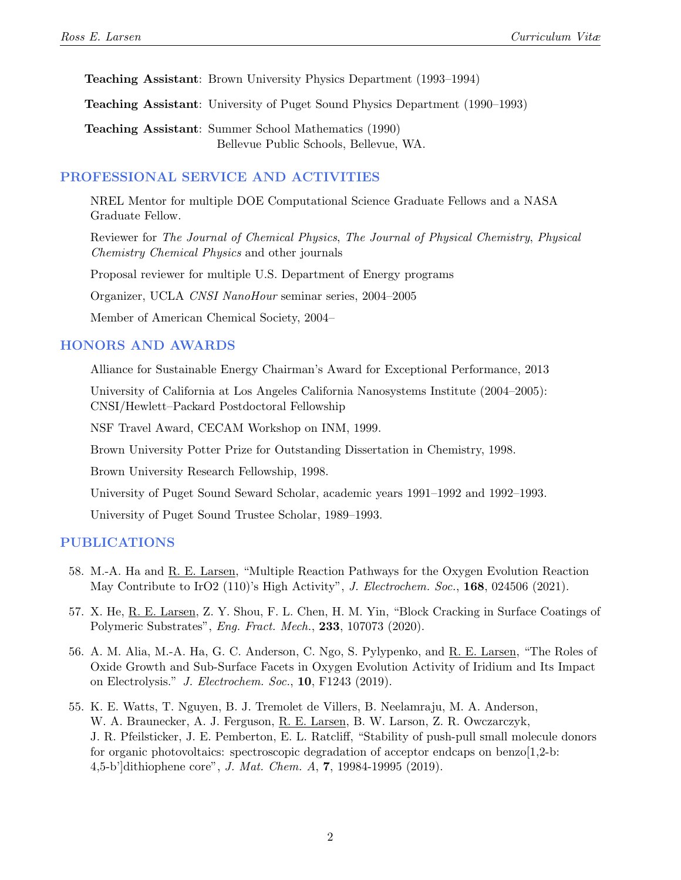**Teaching Assistant**: Brown University Physics Department (1993–1994)

**Teaching Assistant**: University of Puget Sound Physics Department (1990–1993)

**Teaching Assistant**: Summer School Mathematics (1990)
Bellevue Public Schools, Bellevue, WA.

## PROFESSIONAL SERVICE AND ACTIVITIES

NREL Mentor for multiple DOE Computational Science Graduate Fellows and a NASA Graduate Fellow.

Reviewer for *The Journal of Chemical Physics*, *The Journal of Physical Chemistry*, *Physical Chemistry Chemical Physics* and other journals

Proposal reviewer for multiple U.S. Department of Energy programs

Organizer, UCLA *CNSI NanoHour* seminar series, 2004–2005

Member of American Chemical Society, 2004–

## HONORS AND AWARDS

Alliance for Sustainable Energy Chairman's Award for Exceptional Performance, 2013

University of California at Los Angeles California Nanosystems Institute (2004–2005): CNSI/Hewlett–Packard Postdoctoral Fellowship

NSF Travel Award, CECAM Workshop on INM, 1999.

Brown University Potter Prize for Outstanding Dissertation in Chemistry, 1998.

Brown University Research Fellowship, 1998.

University of Puget Sound Seward Scholar, academic years 1991–1992 and 1992–1993.

University of Puget Sound Trustee Scholar, 1989–1993.

## PUBLICATIONS

58. M.-A. Ha and R. E. Larsen, "Multiple Reaction Pathways for the Oxygen Evolution Reaction May Contribute to IrO2 (110)'s High Activity", *J. Electrochem. Soc.*, **168**, 024506 (2021).

57. X. He, R. E. Larsen, Z. Y. Shou, F. L. Chen, H. M. Yin, "Block Cracking in Surface Coatings of Polymeric Substrates", *Eng. Fract. Mech.*, **233**, 107073 (2020).

56. A. M. Alia, M.-A. Ha, G. C. Anderson, C. Ngo, S. Pylypenko, and R. E. Larsen, "The Roles of Oxide Growth and Sub-Surface Facets in Oxygen Evolution Activity of Iridium and Its Impact on Electrolysis." *J. Electrochem. Soc.*, **10**, F1243 (2019).

55. K. E. Watts, T. Nguyen, B. J. Tremolet de Villers, B. Neelamraju, M. A. Anderson, W. A. Braunecker, A. J. Ferguson, R. E. Larsen, B. W. Larson, Z. R. Owczarczyk, J. R. Pfeilsticker, J. E. Pemberton, E. L. Ratcliff, "Stability of push-pull small molecule donors for organic photovoltaics: spectroscopic degradation of acceptor endcaps on benzo[1,2-b: 4,5-b']dithiophene core", *J. Mat. Chem. A*, **7**, 19984-19995 (2019).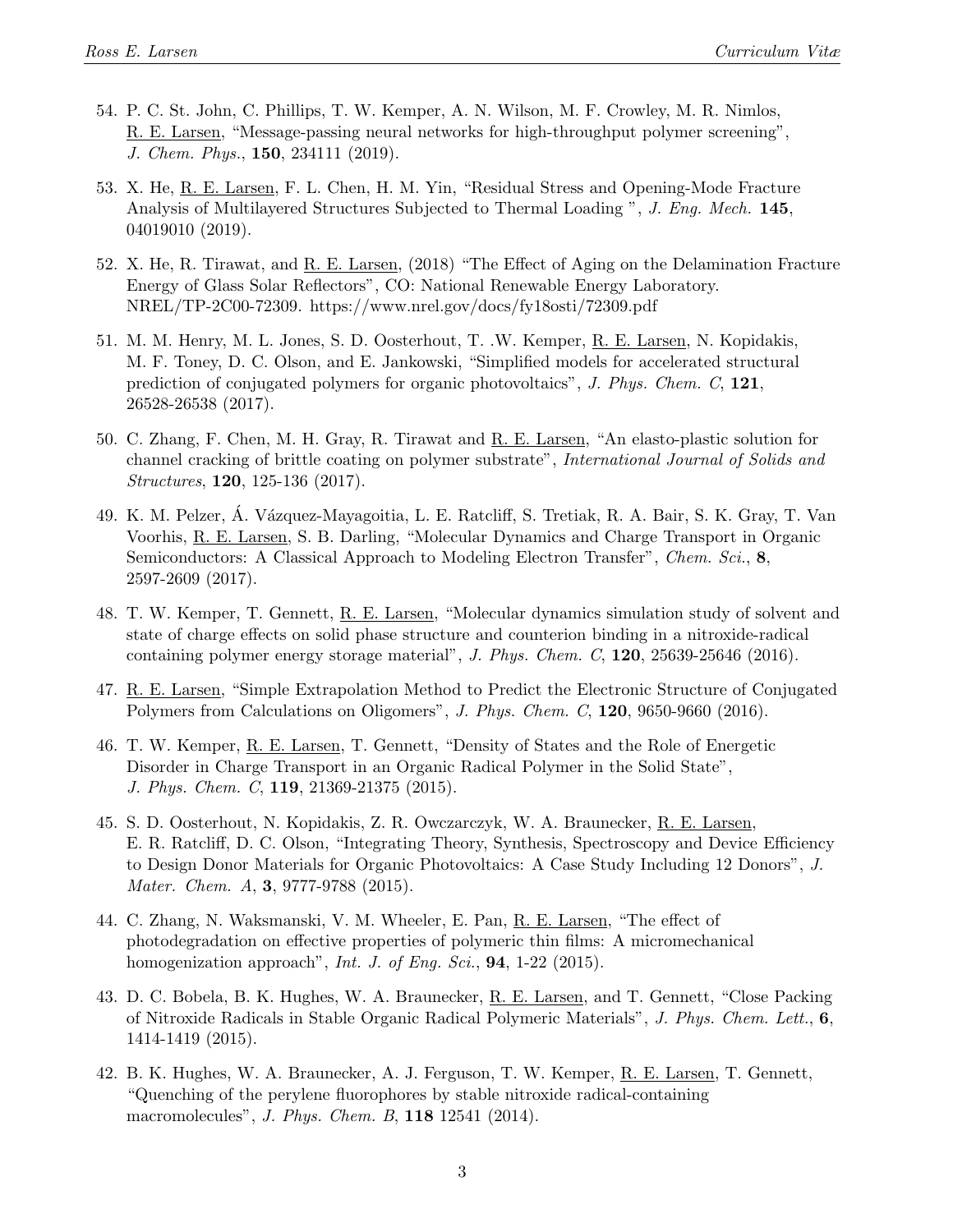54. P. C. St. John, C. Phillips, T. W. Kemper, A. N. Wilson, M. F. Crowley, M. R. Nimlos, R. E. Larsen, "Message-passing neural networks for high-throughput polymer screening", *J. Chem. Phys.*, **150**, 234111 (2019).

53. X. He, R. E. Larsen, F. L. Chen, H. M. Yin, "Residual Stress and Opening-Mode Fracture Analysis of Multilayered Structures Subjected to Thermal Loading ", *J. Eng. Mech.* **145**, 04019010 (2019).

52. X. He, R. Tirawat, and R. E. Larsen, (2018) "The Effect of Aging on the Delamination Fracture Energy of Glass Solar Reflectors", CO: National Renewable Energy Laboratory. NREL/TP-2C00-72309. https://www.nrel.gov/docs/fy18osti/72309.pdf

51. M. M. Henry, M. L. Jones, S. D. Oosterhout, T. .W. Kemper, R. E. Larsen, N. Kopidakis, M. F. Toney, D. C. Olson, and E. Jankowski, "Simplified models for accelerated structural prediction of conjugated polymers for organic photovoltaics", *J. Phys. Chem. C*, **121**, 26528-26538 (2017).

50. C. Zhang, F. Chen, M. H. Gray, R. Tirawat and R. E. Larsen, "An elasto-plastic solution for channel cracking of brittle coating on polymer substrate", *International Journal of Solids and Structures*, **120**, 125-136 (2017).

49. K. M. Pelzer, Á. Vázquez-Mayagoitia, L. E. Ratcliff, S. Tretiak, R. A. Bair, S. K. Gray, T. Van Voorhis, R. E. Larsen, S. B. Darling, "Molecular Dynamics and Charge Transport in Organic Semiconductors: A Classical Approach to Modeling Electron Transfer", *Chem. Sci.*, **8**, 2597-2609 (2017).

48. T. W. Kemper, T. Gennett, R. E. Larsen, "Molecular dynamics simulation study of solvent and state of charge effects on solid phase structure and counterion binding in a nitroxide-radical containing polymer energy storage material", *J. Phys. Chem. C*, **120**, 25639-25646 (2016).

47. R. E. Larsen, "Simple Extrapolation Method to Predict the Electronic Structure of Conjugated Polymers from Calculations on Oligomers", *J. Phys. Chem. C*, **120**, 9650-9660 (2016).

46. T. W. Kemper, R. E. Larsen, T. Gennett, "Density of States and the Role of Energetic Disorder in Charge Transport in an Organic Radical Polymer in the Solid State", *J. Phys. Chem. C*, **119**, 21369-21375 (2015).

45. S. D. Oosterhout, N. Kopidakis, Z. R. Owczarczyk, W. A. Braunecker, R. E. Larsen, E. R. Ratcliff, D. C. Olson, "Integrating Theory, Synthesis, Spectroscopy and Device Efficiency to Design Donor Materials for Organic Photovoltaics: A Case Study Including 12 Donors", *J. Mater. Chem. A*, **3**, 9777-9788 (2015).

44. C. Zhang, N. Waksmanski, V. M. Wheeler, E. Pan, R. E. Larsen, "The effect of photodegradation on effective properties of polymeric thin films: A micromechanical homogenization approach", *Int. J. of Eng. Sci.*, **94**, 1-22 (2015).

43. D. C. Bobela, B. K. Hughes, W. A. Braunecker, R. E. Larsen, and T. Gennett, "Close Packing of Nitroxide Radicals in Stable Organic Radical Polymeric Materials", *J. Phys. Chem. Lett.*, **6**, 1414-1419 (2015).

42. B. K. Hughes, W. A. Braunecker, A. J. Ferguson, T. W. Kemper, R. E. Larsen, T. Gennett, "Quenching of the perylene fluorophores by stable nitroxide radical-containing macromolecules", *J. Phys. Chem. B*, **118** 12541 (2014).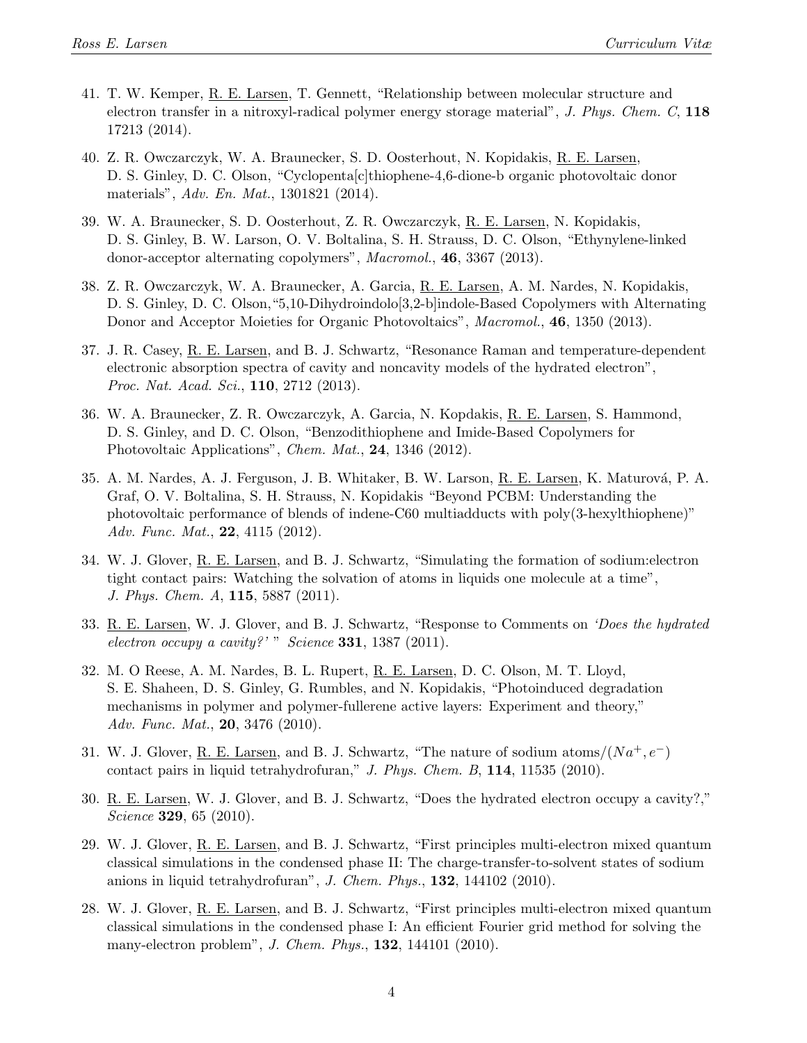41. T. W. Kemper, R. E. Larsen, T. Gennett, "Relationship between molecular structure and electron transfer in a nitroxyl-radical polymer energy storage material", *J. Phys. Chem. C*, **118** 17213 (2014).

40. Z. R. Owczarczyk, W. A. Braunecker, S. D. Oosterhout, N. Kopidakis, R. E. Larsen, D. S. Ginley, D. C. Olson, "Cyclopenta[c]thiophene-4,6-dione-b organic photovoltaic donor materials", *Adv. En. Mat.*, 1301821 (2014).

39. W. A. Braunecker, S. D. Oosterhout, Z. R. Owczarczyk, R. E. Larsen, N. Kopidakis, D. S. Ginley, B. W. Larson, O. V. Boltalina, S. H. Strauss, D. C. Olson, "Ethynylene-linked donor-acceptor alternating copolymers", *Macromol.*, **46**, 3367 (2013).

38. Z. R. Owczarczyk, W. A. Braunecker, A. Garcia, R. E. Larsen, A. M. Nardes, N. Kopidakis, D. S. Ginley, D. C. Olson,"5,10-Dihydroindolo[3,2-b]indole-Based Copolymers with Alternating Donor and Acceptor Moieties for Organic Photovoltaics", *Macromol.*, **46**, 1350 (2013).

37. J. R. Casey, R. E. Larsen, and B. J. Schwartz, "Resonance Raman and temperature-dependent electronic absorption spectra of cavity and noncavity models of the hydrated electron", *Proc. Nat. Acad. Sci.*, **110**, 2712 (2013).

36. W. A. Braunecker, Z. R. Owczarczyk, A. Garcia, N. Kopdakis, R. E. Larsen, S. Hammond, D. S. Ginley, and D. C. Olson, "Benzodithiophene and Imide-Based Copolymers for Photovoltaic Applications", *Chem. Mat.*, **24**, 1346 (2012).

35. A. M. Nardes, A. J. Ferguson, J. B. Whitaker, B. W. Larson, R. E. Larsen, K. Maturová, P. A. Graf, O. V. Boltalina, S. H. Strauss, N. Kopidakis "Beyond PCBM: Understanding the photovoltaic performance of blends of indene-C60 multiadducts with poly(3-hexylthiophene)" *Adv. Func. Mat.*, **22**, 4115 (2012).

34. W. J. Glover, R. E. Larsen, and B. J. Schwartz, "Simulating the formation of sodium:electron tight contact pairs: Watching the solvation of atoms in liquids one molecule at a time", *J. Phys. Chem. A*, **115**, 5887 (2011).

33. R. E. Larsen, W. J. Glover, and B. J. Schwartz, "Response to Comments on *'Does the hydrated electron occupy a cavity?'* " *Science* **331**, 1387 (2011).

32. M. O Reese, A. M. Nardes, B. L. Rupert, R. E. Larsen, D. C. Olson, M. T. Lloyd, S. E. Shaheen, D. S. Ginley, G. Rumbles, and N. Kopidakis, "Photoinduced degradation mechanisms in polymer and polymer-fullerene active layers: Experiment and theory," *Adv. Func. Mat.*, **20**, 3476 (2010).

31. W. J. Glover, R. E. Larsen, and B. J. Schwartz, "The nature of sodium atoms/$(Na^{+}, e^{-})$ contact pairs in liquid tetrahydrofuran," *J. Phys. Chem. B*, **114**, 11535 (2010).

30. R. E. Larsen, W. J. Glover, and B. J. Schwartz, "Does the hydrated electron occupy a cavity?," *Science* **329**, 65 (2010).

29. W. J. Glover, R. E. Larsen, and B. J. Schwartz, "First principles multi-electron mixed quantum classical simulations in the condensed phase II: The charge-transfer-to-solvent states of sodium anions in liquid tetrahydrofuran", *J. Chem. Phys.*, **132**, 144102 (2010).

28. W. J. Glover, R. E. Larsen, and B. J. Schwartz, "First principles multi-electron mixed quantum classical simulations in the condensed phase I: An efficient Fourier grid method for solving the many-electron problem", *J. Chem. Phys.*, **132**, 144101 (2010).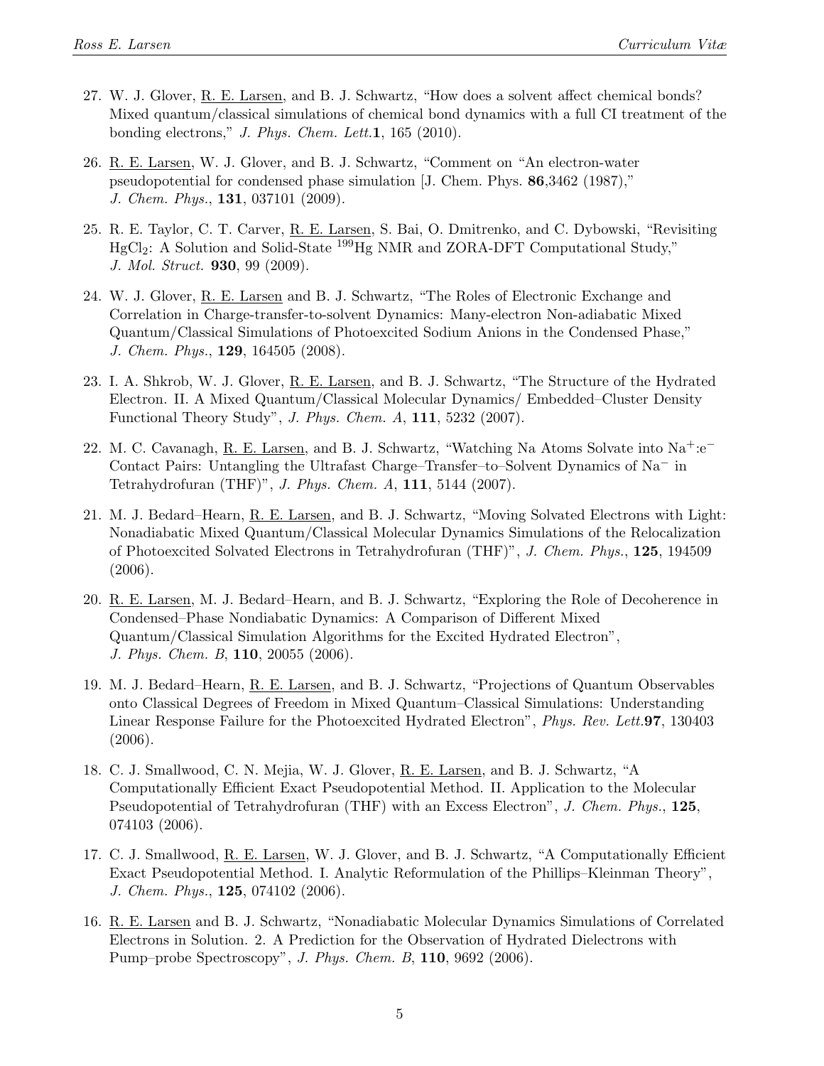27. W. J. Glover, R. E. Larsen, and B. J. Schwartz, "How does a solvent affect chemical bonds? Mixed quantum/classical simulations of chemical bond dynamics with a full CI treatment of the bonding electrons," *J. Phys. Chem. Lett.* **1**, 165 (2010).

26. R. E. Larsen, W. J. Glover, and B. J. Schwartz, "Comment on "An electron-water pseudopotential for condensed phase simulation [J. Chem. Phys. **86**,3462 (1987),"" *J. Chem. Phys.*, **131**, 037101 (2009).

25. R. E. Taylor, C. T. Carver, R. E. Larsen, S. Bai, O. Dmitrenko, and C. Dybowski, "Revisiting $HgCl_2$: A Solution and Solid-State $^{199}$Hg NMR and ZORA-DFT Computational Study," *J. Mol. Struct.* **930**, 99 (2009).

24. W. J. Glover, R. E. Larsen and B. J. Schwartz, "The Roles of Electronic Exchange and Correlation in Charge-transfer-to-solvent Dynamics: Many-electron Non-adiabatic Mixed Quantum/Classical Simulations of Photoexcited Sodium Anions in the Condensed Phase," *J. Chem. Phys.*, **129**, 164505 (2008).

23. I. A. Shkrob, W. J. Glover, R. E. Larsen, and B. J. Schwartz, "The Structure of the Hydrated Electron. II. A Mixed Quantum/Classical Molecular Dynamics/ Embedded–Cluster Density Functional Theory Study", *J. Phys. Chem. A*, **111**, 5232 (2007).

22. M. C. Cavanagh, R. E. Larsen, and B. J. Schwartz, "Watching Na Atoms Solvate into $Na^+$:$e^-$ Contact Pairs: Untangling the Ultrafast Charge–Transfer–to–Solvent Dynamics of $Na^-$ in Tetrahydrofuran (THF)", *J. Phys. Chem. A*, **111**, 5144 (2007).

21. M. J. Bedard–Hearn, R. E. Larsen, and B. J. Schwartz, "Moving Solvated Electrons with Light: Nonadiabatic Mixed Quantum/Classical Molecular Dynamics Simulations of the Relocalization of Photoexcited Solvated Electrons in Tetrahydrofuran (THF)", *J. Chem. Phys.*, **125**, 194509 (2006).

20. R. E. Larsen, M. J. Bedard–Hearn, and B. J. Schwartz, "Exploring the Role of Decoherence in Condensed–Phase Nondiabatic Dynamics: A Comparison of Different Mixed Quantum/Classical Simulation Algorithms for the Excited Hydrated Electron", *J. Phys. Chem. B*, **110**, 20055 (2006).

19. M. J. Bedard–Hearn, R. E. Larsen, and B. J. Schwartz, "Projections of Quantum Observables onto Classical Degrees of Freedom in Mixed Quantum–Classical Simulations: Understanding Linear Response Failure for the Photoexcited Hydrated Electron", *Phys. Rev. Lett.* **97**, 130403 (2006).

18. C. J. Smallwood, C. N. Mejia, W. J. Glover, R. E. Larsen, and B. J. Schwartz, "A Computationally Efficient Exact Pseudopotential Method. II. Application to the Molecular Pseudopotential of Tetrahydrofuran (THF) with an Excess Electron", *J. Chem. Phys.*, **125**, 074103 (2006).

17. C. J. Smallwood, R. E. Larsen, W. J. Glover, and B. J. Schwartz, "A Computationally Efficient Exact Pseudopotential Method. I. Analytic Reformulation of the Phillips–Kleinman Theory", *J. Chem. Phys.*, **125**, 074102 (2006).

16. R. E. Larsen and B. J. Schwartz, "Nonadiabatic Molecular Dynamics Simulations of Correlated Electrons in Solution. 2. A Prediction for the Observation of Hydrated Dielectrons with Pump–probe Spectroscopy", *J. Phys. Chem. B*, **110**, 9692 (2006).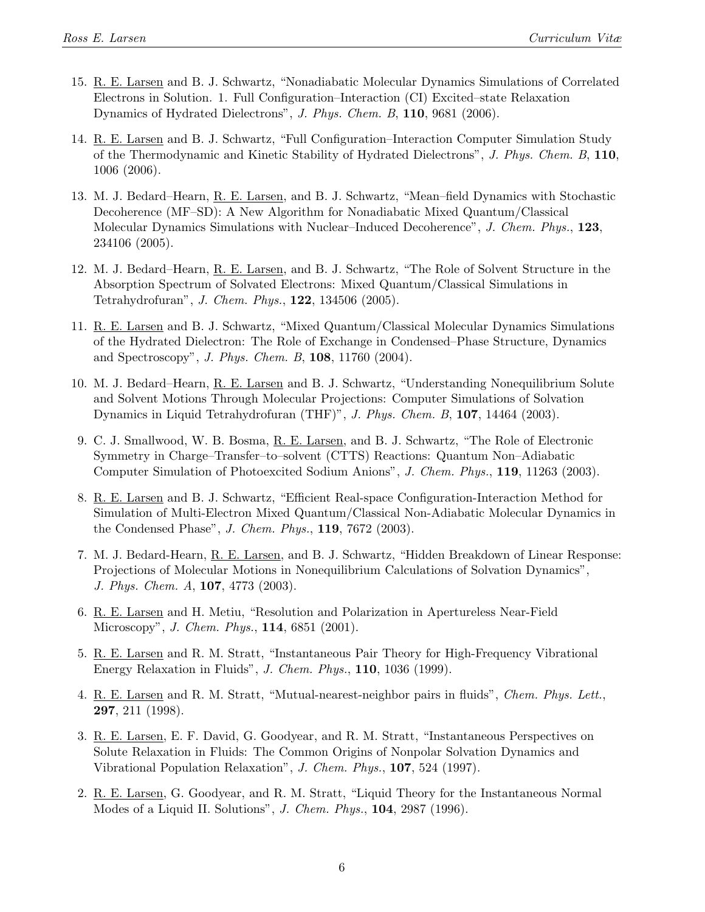15. R. E. Larsen and B. J. Schwartz, "Nonadiabatic Molecular Dynamics Simulations of Correlated Electrons in Solution. 1. Full Configuration–Interaction (CI) Excited–state Relaxation Dynamics of Hydrated Dielectrons", *J. Phys. Chem. B*, **110**, 9681 (2006).

14. R. E. Larsen and B. J. Schwartz, "Full Configuration–Interaction Computer Simulation Study of the Thermodynamic and Kinetic Stability of Hydrated Dielectrons", *J. Phys. Chem. B*, **110**, 1006 (2006).

13. M. J. Bedard–Hearn, R. E. Larsen, and B. J. Schwartz, "Mean–field Dynamics with Stochastic Decoherence (MF–SD): A New Algorithm for Nonadiabatic Mixed Quantum/Classical Molecular Dynamics Simulations with Nuclear–Induced Decoherence", *J. Chem. Phys.*, **123**, 234106 (2005).

12. M. J. Bedard–Hearn, R. E. Larsen, and B. J. Schwartz, "The Role of Solvent Structure in the Absorption Spectrum of Solvated Electrons: Mixed Quantum/Classical Simulations in Tetrahydrofuran", *J. Chem. Phys.*, **122**, 134506 (2005).

11. R. E. Larsen and B. J. Schwartz, "Mixed Quantum/Classical Molecular Dynamics Simulations of the Hydrated Dielectron: The Role of Exchange in Condensed–Phase Structure, Dynamics and Spectroscopy", *J. Phys. Chem. B*, **108**, 11760 (2004).

10. M. J. Bedard–Hearn, R. E. Larsen and B. J. Schwartz, "Understanding Nonequilibrium Solute and Solvent Motions Through Molecular Projections: Computer Simulations of Solvation Dynamics in Liquid Tetrahydrofuran (THF)", *J. Phys. Chem. B*, **107**, 14464 (2003).

9. C. J. Smallwood, W. B. Bosma, R. E. Larsen, and B. J. Schwartz, "The Role of Electronic Symmetry in Charge–Transfer–to–solvent (CTTS) Reactions: Quantum Non–Adiabatic Computer Simulation of Photoexcited Sodium Anions", *J. Chem. Phys.*, **119**, 11263 (2003).

8. R. E. Larsen and B. J. Schwartz, "Efficient Real-space Configuration-Interaction Method for Simulation of Multi-Electron Mixed Quantum/Classical Non-Adiabatic Molecular Dynamics in the Condensed Phase", *J. Chem. Phys.*, **119**, 7672 (2003).

7. M. J. Bedard-Hearn, R. E. Larsen, and B. J. Schwartz, "Hidden Breakdown of Linear Response: Projections of Molecular Motions in Nonequilibrium Calculations of Solvation Dynamics", *J. Phys. Chem. A*, **107**, 4773 (2003).

6. R. E. Larsen and H. Metiu, "Resolution and Polarization in Apertureless Near-Field Microscopy", *J. Chem. Phys.*, **114**, 6851 (2001).

5. R. E. Larsen and R. M. Stratt, "Instantaneous Pair Theory for High-Frequency Vibrational Energy Relaxation in Fluids", *J. Chem. Phys.*, **110**, 1036 (1999).

4. R. E. Larsen and R. M. Stratt, "Mutual-nearest-neighbor pairs in fluids", *Chem. Phys. Lett.*, **297**, 211 (1998).

3. R. E. Larsen, E. F. David, G. Goodyear, and R. M. Stratt, "Instantaneous Perspectives on Solute Relaxation in Fluids: The Common Origins of Nonpolar Solvation Dynamics and Vibrational Population Relaxation", *J. Chem. Phys.*, **107**, 524 (1997).

2. R. E. Larsen, G. Goodyear, and R. M. Stratt, "Liquid Theory for the Instantaneous Normal Modes of a Liquid II. Solutions", *J. Chem. Phys.*, **104**, 2987 (1996).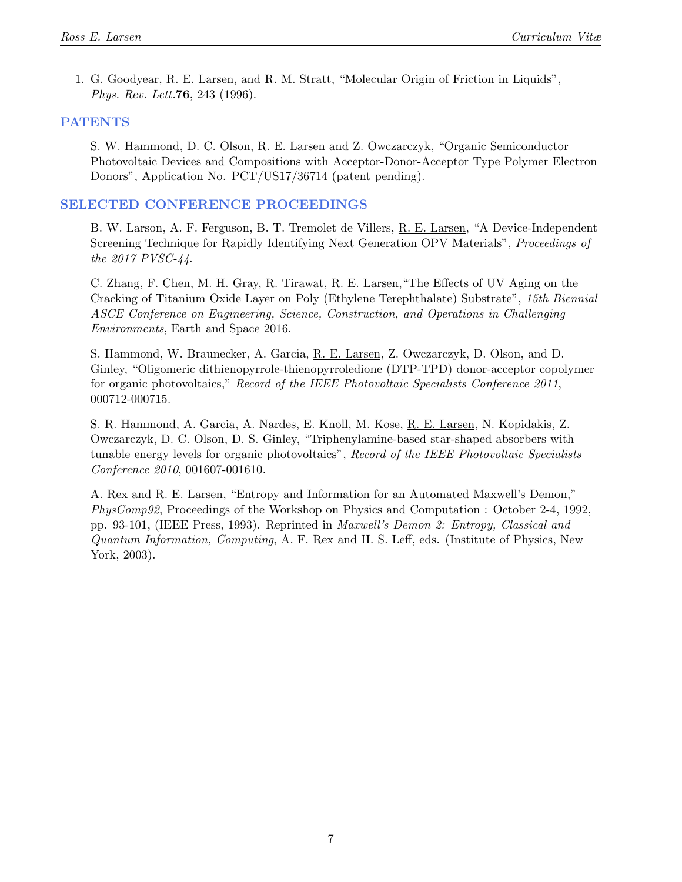1. G. Goodyear, R. E. Larsen, and R. M. Stratt, "Molecular Origin of Friction in Liquids", *Phys. Rev. Lett.* **76**, 243 (1996).

## PATENTS

S. W. Hammond, D. C. Olson, R. E. Larsen and Z. Owczarczyk, "Organic Semiconductor Photovoltaic Devices and Compositions with Acceptor-Donor-Acceptor Type Polymer Electron Donors", Application No. PCT/US17/36714 (patent pending).

## SELECTED CONFERENCE PROCEEDINGS

B. W. Larson, A. F. Ferguson, B. T. Tremolet de Villers, R. E. Larsen, "A Device-Independent Screening Technique for Rapidly Identifying Next Generation OPV Materials", *Proceedings of the 2017 PVSC-44*.

C. Zhang, F. Chen, M. H. Gray, R. Tirawat, R. E. Larsen,"The Effects of UV Aging on the Cracking of Titanium Oxide Layer on Poly (Ethylene Terephthalate) Substrate", *15th Biennial ASCE Conference on Engineering, Science, Construction, and Operations in Challenging Environments*, Earth and Space 2016.

S. Hammond, W. Braunecker, A. Garcia, R. E. Larsen, Z. Owczarczyk, D. Olson, and D. Ginley, "Oligomeric dithienopyrrole-thienopyrroledione (DTP-TPD) donor-acceptor copolymer for organic photovoltaics," *Record of the IEEE Photovoltaic Specialists Conference 2011*, 000712-000715.

S. R. Hammond, A. Garcia, A. Nardes, E. Knoll, M. Kose, R. E. Larsen, N. Kopidakis, Z. Owczarczyk, D. C. Olson, D. S. Ginley, "Triphenylamine-based star-shaped absorbers with tunable energy levels for organic photovoltaics", *Record of the IEEE Photovoltaic Specialists Conference 2010*, 001607-001610.

A. Rex and R. E. Larsen, "Entropy and Information for an Automated Maxwell's Demon," *PhysComp92*, Proceedings of the Workshop on Physics and Computation : October 2-4, 1992, pp. 93-101, (IEEE Press, 1993). Reprinted in *Maxwell's Demon 2: Entropy, Classical and Quantum Information, Computing*, A. F. Rex and H. S. Leff, eds. (Institute of Physics, New York, 2003).